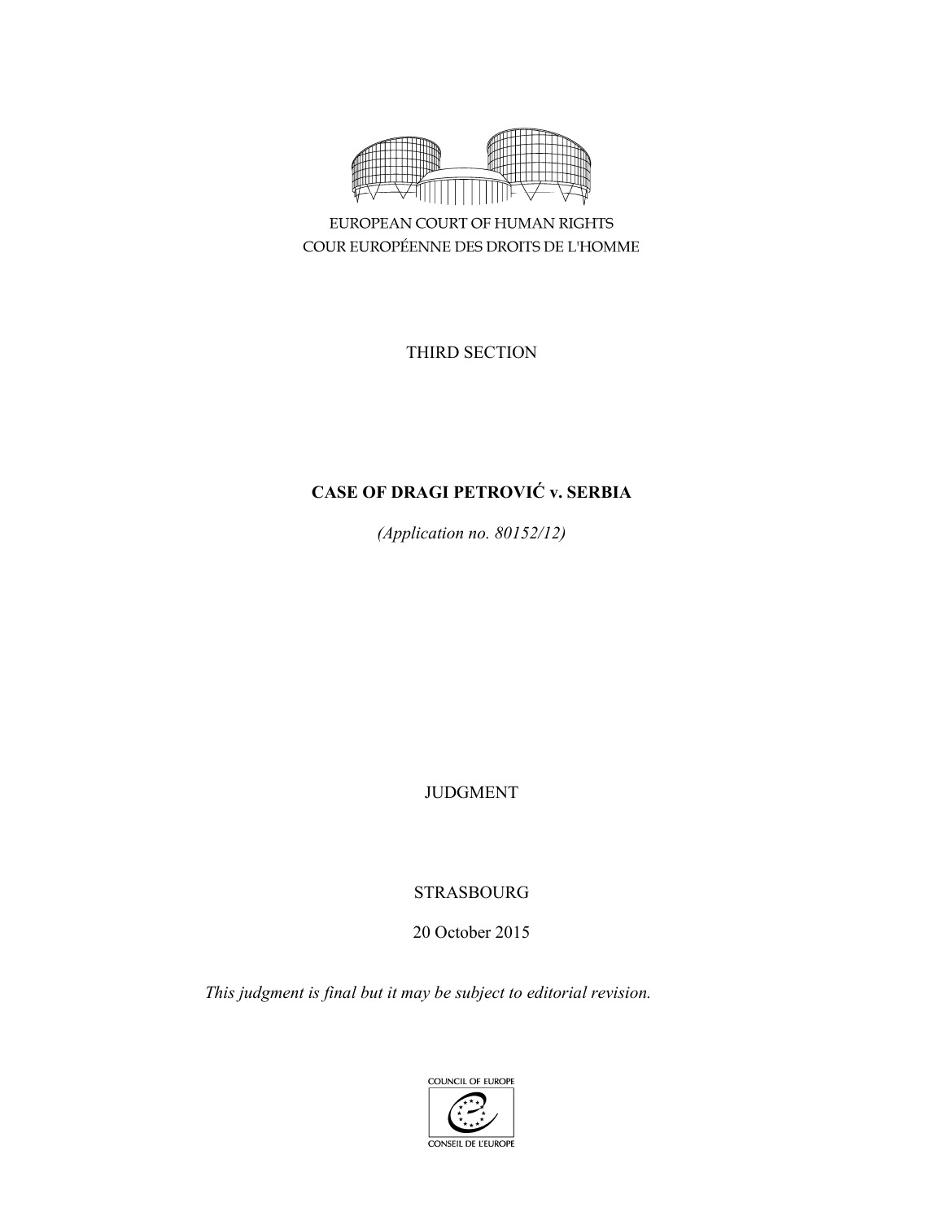EUROPEAN COURT OF HUMAN RIGHTS
COUR EUROPÉENNE DES DROITS DE L'HOMME

THIRD SECTION

# CASE OF DRAGI PETROVIĆ v. SERBIA

*(Application no. 80152/12)*

JUDGMENT

STRASBOURG

20 October 2015

*This judgment is final but it may be subject to editorial revision.*

COUNCIL OF EUROPE
CONSEIL DE L'EUROPE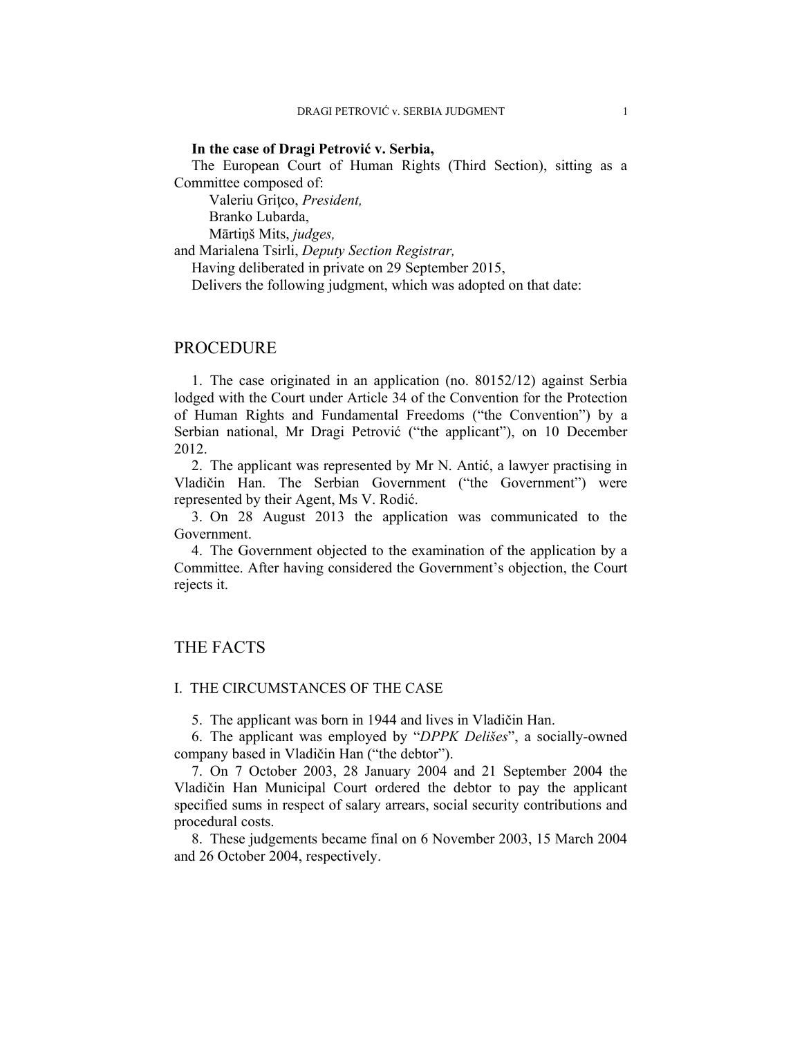**In the case of Dragi Petrović v. Serbia,**

The European Court of Human Rights (Third Section), sitting as a Committee composed of:

Valeriu Griţco, *President,*
Branko Lubarda,
Mārtiņš Mits, *judges,*

and Marialena Tsirli, *Deputy Section Registrar,*

Having deliberated in private on 29 September 2015,

Delivers the following judgment, which was adopted on that date:

## PROCEDURE

1. The case originated in an application (no. 80152/12) against Serbia lodged with the Court under Article 34 of the Convention for the Protection of Human Rights and Fundamental Freedoms ("the Convention") by a Serbian national, Mr Dragi Petrović ("the applicant"), on 10 December 2012.

2. The applicant was represented by Mr N. Antić, a lawyer practising in Vladičin Han. The Serbian Government ("the Government") were represented by their Agent, Ms V. Rodić.

3. On 28 August 2013 the application was communicated to the Government.

4. The Government objected to the examination of the application by a Committee. After having considered the Government's objection, the Court rejects it.

## THE FACTS

### I. THE CIRCUMSTANCES OF THE CASE

5. The applicant was born in 1944 and lives in Vladičin Han.

6. The applicant was employed by "*DPPK Delišes*", a socially-owned company based in Vladičin Han ("the debtor").

7. On 7 October 2003, 28 January 2004 and 21 September 2004 the Vladičin Han Municipal Court ordered the debtor to pay the applicant specified sums in respect of salary arrears, social security contributions and procedural costs.

8. These judgements became final on 6 November 2003, 15 March 2004 and 26 October 2004, respectively.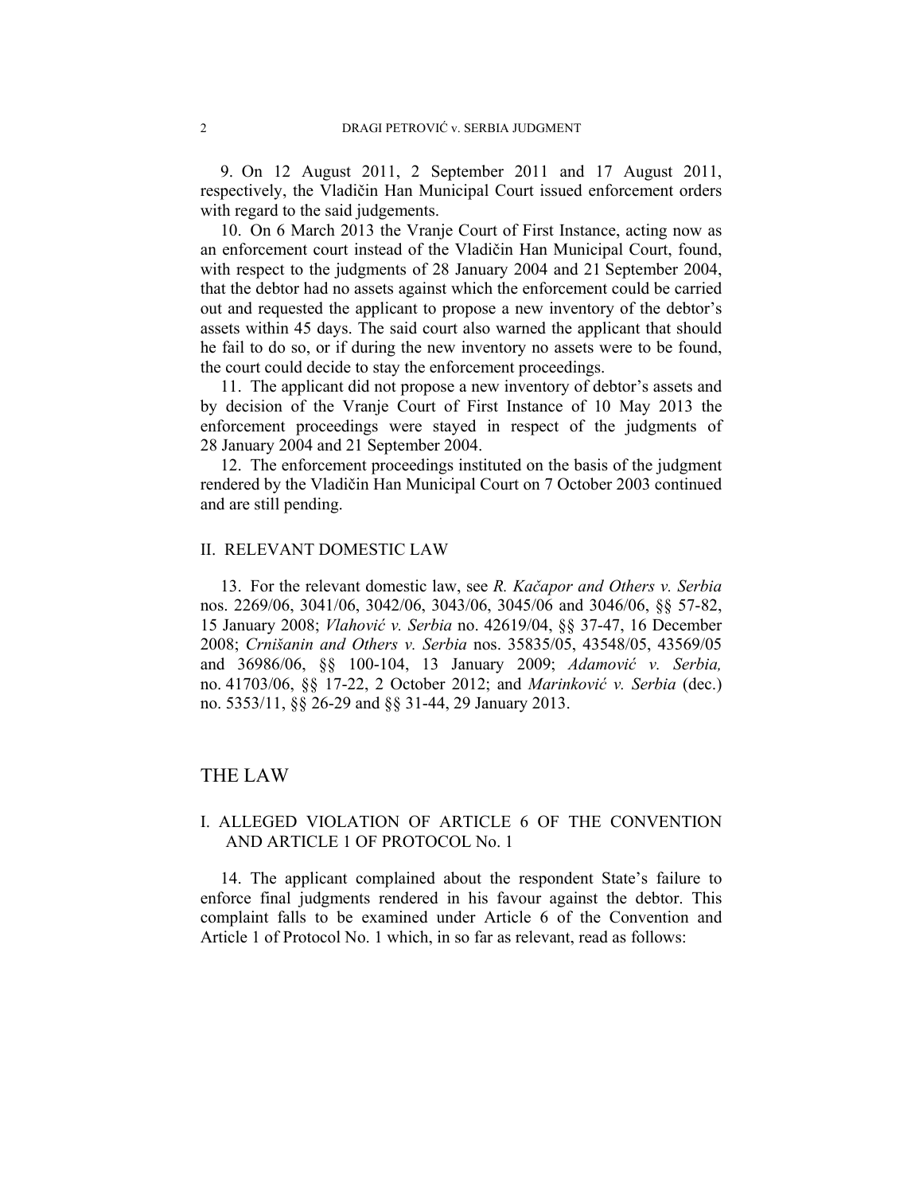9. On 12 August 2011, 2 September 2011 and 17 August 2011, respectively, the Vladičin Han Municipal Court issued enforcement orders with regard to the said judgements.

10. On 6 March 2013 the Vranje Court of First Instance, acting now as an enforcement court instead of the Vladičin Han Municipal Court, found, with respect to the judgments of 28 January 2004 and 21 September 2004, that the debtor had no assets against which the enforcement could be carried out and requested the applicant to propose a new inventory of the debtor's assets within 45 days. The said court also warned the applicant that should he fail to do so, or if during the new inventory no assets were to be found, the court could decide to stay the enforcement proceedings.

11. The applicant did not propose a new inventory of debtor's assets and by decision of the Vranje Court of First Instance of 10 May 2013 the enforcement proceedings were stayed in respect of the judgments of 28 January 2004 and 21 September 2004.

12. The enforcement proceedings instituted on the basis of the judgment rendered by the Vladičin Han Municipal Court on 7 October 2003 continued and are still pending.

## II. RELEVANT DOMESTIC LAW

13. For the relevant domestic law, see *R. Kačapor and Others v. Serbia* nos. 2269/06, 3041/06, 3042/06, 3043/06, 3045/06 and 3046/06, §§ 57-82, 15 January 2008; *Vlahović v. Serbia* no. 42619/04, §§ 37-47, 16 December 2008; *Crnišanin and Others v. Serbia* nos. 35835/05, 43548/05, 43569/05 and 36986/06, §§ 100-104, 13 January 2009; *Adamović v. Serbia,* no. 41703/06, §§ 17-22, 2 October 2012; and *Marinković v. Serbia* (dec.) no. 5353/11, §§ 26-29 and §§ 31-44, 29 January 2013.

# THE LAW

## I. ALLEGED VIOLATION OF ARTICLE 6 OF THE CONVENTION AND ARTICLE 1 OF PROTOCOL No. 1

14. The applicant complained about the respondent State's failure to enforce final judgments rendered in his favour against the debtor. This complaint falls to be examined under Article 6 of the Convention and Article 1 of Protocol No. 1 which, in so far as relevant, read as follows: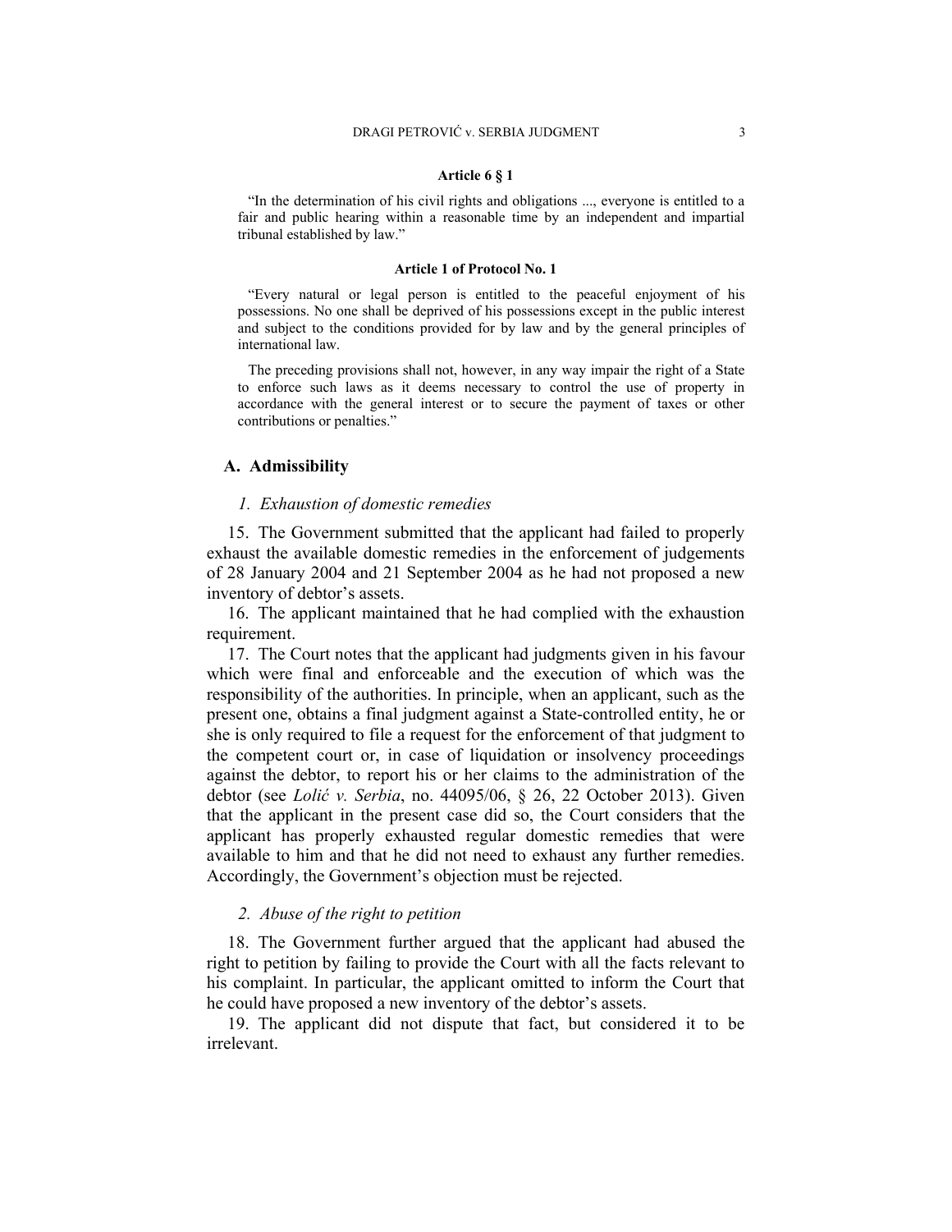**Article 6 § 1**

"In the determination of his civil rights and obligations ..., everyone is entitled to a fair and public hearing within a reasonable time by an independent and impartial tribunal established by law."

**Article 1 of Protocol No. 1**

"Every natural or legal person is entitled to the peaceful enjoyment of his possessions. No one shall be deprived of his possessions except in the public interest and subject to the conditions provided for by law and by the general principles of international law.

The preceding provisions shall not, however, in any way impair the right of a State to enforce such laws as it deems necessary to control the use of property in accordance with the general interest or to secure the payment of taxes or other contributions or penalties."

## A. Admissibility

### *1. Exhaustion of domestic remedies*

15. The Government submitted that the applicant had failed to properly exhaust the available domestic remedies in the enforcement of judgements of 28 January 2004 and 21 September 2004 as he had not proposed a new inventory of debtor's assets.

16. The applicant maintained that he had complied with the exhaustion requirement.

17. The Court notes that the applicant had judgments given in his favour which were final and enforceable and the execution of which was the responsibility of the authorities. In principle, when an applicant, such as the present one, obtains a final judgment against a State-controlled entity, he or she is only required to file a request for the enforcement of that judgment to the competent court or, in case of liquidation or insolvency proceedings against the debtor, to report his or her claims to the administration of the debtor (see *Lolić v. Serbia*, no. 44095/06, § 26, 22 October 2013). Given that the applicant in the present case did so, the Court considers that the applicant has properly exhausted regular domestic remedies that were available to him and that he did not need to exhaust any further remedies. Accordingly, the Government's objection must be rejected.

### *2. Abuse of the right to petition*

18. The Government further argued that the applicant had abused the right to petition by failing to provide the Court with all the facts relevant to his complaint. In particular, the applicant omitted to inform the Court that he could have proposed a new inventory of the debtor's assets.

19. The applicant did not dispute that fact, but considered it to be irrelevant.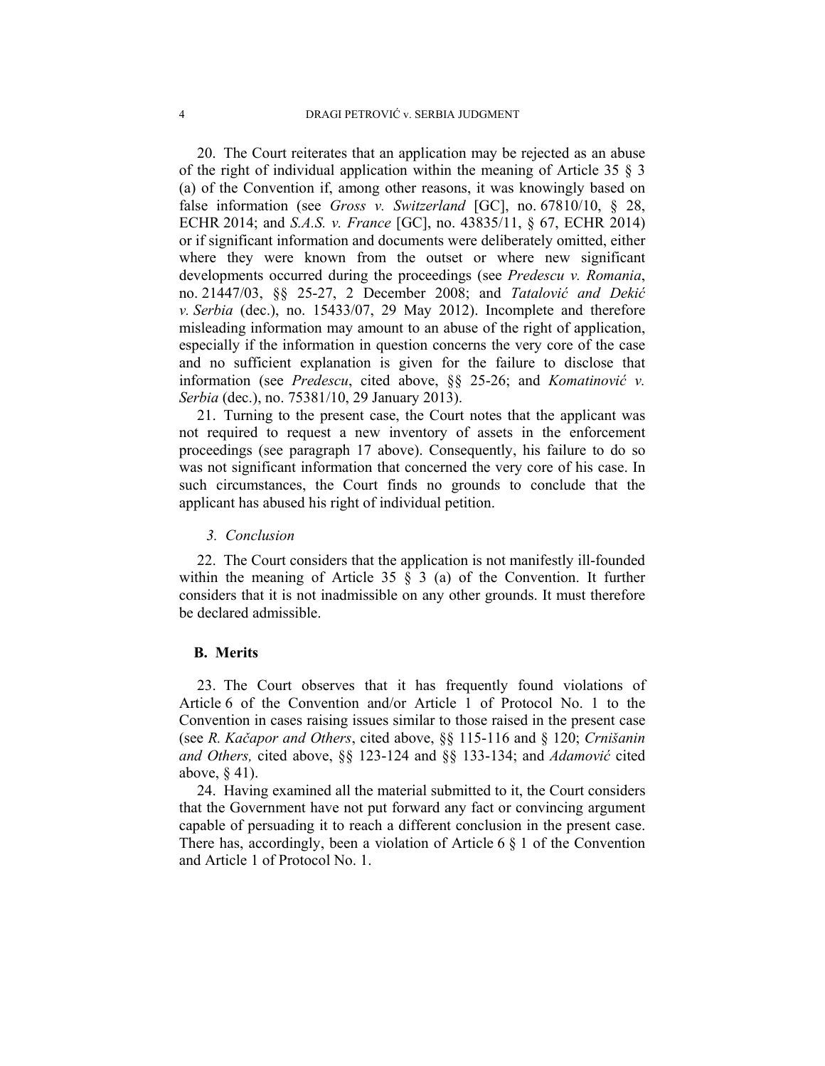20. The Court reiterates that an application may be rejected as an abuse of the right of individual application within the meaning of Article 35 § 3 (a) of the Convention if, among other reasons, it was knowingly based on false information (see *Gross v. Switzerland* [GC], no. 67810/10, § 28, ECHR 2014; and *S.A.S. v. France* [GC], no. 43835/11, § 67, ECHR 2014) or if significant information and documents were deliberately omitted, either where they were known from the outset or where new significant developments occurred during the proceedings (see *Predescu v. Romania*, no. 21447/03, §§ 25-27, 2 December 2008; and *Tatalović and Dekić v. Serbia* (dec.), no. 15433/07, 29 May 2012). Incomplete and therefore misleading information may amount to an abuse of the right of application, especially if the information in question concerns the very core of the case and no sufficient explanation is given for the failure to disclose that information (see *Predescu*, cited above, §§ 25-26; and *Komatinović v. Serbia* (dec.), no. 75381/10, 29 January 2013).

21. Turning to the present case, the Court notes that the applicant was not required to request a new inventory of assets in the enforcement proceedings (see paragraph 17 above). Consequently, his failure to do so was not significant information that concerned the very core of his case. In such circumstances, the Court finds no grounds to conclude that the applicant has abused his right of individual petition.

*3. Conclusion*

22. The Court considers that the application is not manifestly ill-founded within the meaning of Article 35 § 3 (a) of the Convention. It further considers that it is not inadmissible on any other grounds. It must therefore be declared admissible.

## B. Merits

23. The Court observes that it has frequently found violations of Article 6 of the Convention and/or Article 1 of Protocol No. 1 to the Convention in cases raising issues similar to those raised in the present case (see *R. Kačapor and Others*, cited above, §§ 115-116 and § 120; *Crnišanin and Others,* cited above, §§ 123-124 and §§ 133-134; and *Adamović* cited above, § 41).

24. Having examined all the material submitted to it, the Court considers that the Government have not put forward any fact or convincing argument capable of persuading it to reach a different conclusion in the present case. There has, accordingly, been a violation of Article 6 § 1 of the Convention and Article 1 of Protocol No. 1.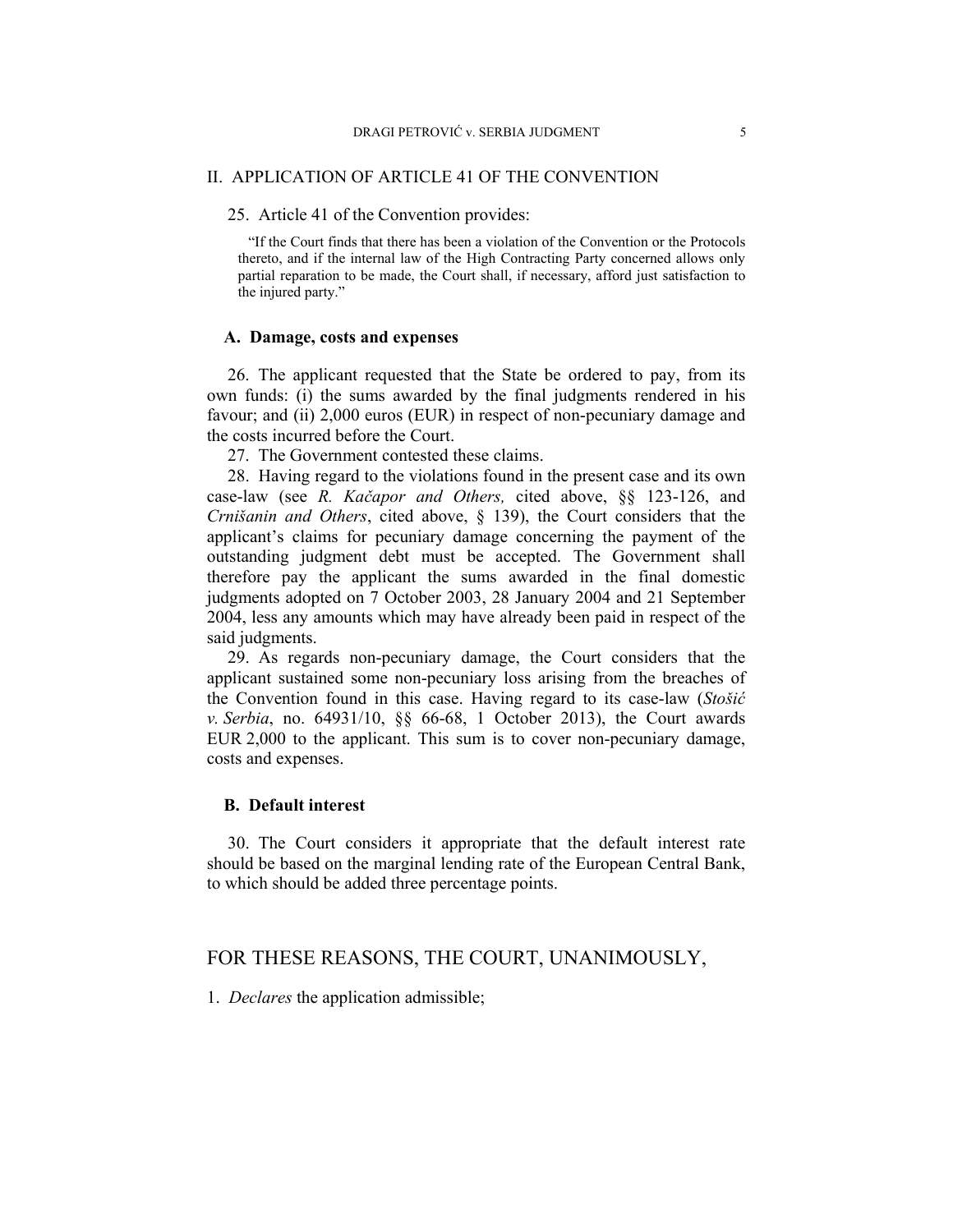## II. APPLICATION OF ARTICLE 41 OF THE CONVENTION

25. Article 41 of the Convention provides:

> "If the Court finds that there has been a violation of the Convention or the Protocols thereto, and if the internal law of the High Contracting Party concerned allows only partial reparation to be made, the Court shall, if necessary, afford just satisfaction to the injured party."

### A. Damage, costs and expenses

26. The applicant requested that the State be ordered to pay, from its own funds: (i) the sums awarded by the final judgments rendered in his favour; and (ii) 2,000 euros (EUR) in respect of non-pecuniary damage and the costs incurred before the Court.

27. The Government contested these claims.

28. Having regard to the violations found in the present case and its own case-law (see *R. Kačapor and Others,* cited above, §§ 123-126, and *Crnišanin and Others*, cited above, § 139), the Court considers that the applicant's claims for pecuniary damage concerning the payment of the outstanding judgment debt must be accepted. The Government shall therefore pay the applicant the sums awarded in the final domestic judgments adopted on 7 October 2003, 28 January 2004 and 21 September 2004, less any amounts which may have already been paid in respect of the said judgments.

29. As regards non-pecuniary damage, the Court considers that the applicant sustained some non-pecuniary loss arising from the breaches of the Convention found in this case. Having regard to its case-law (*Stošić v. Serbia*, no. 64931/10, §§ 66-68, 1 October 2013), the Court awards EUR 2,000 to the applicant. This sum is to cover non-pecuniary damage, costs and expenses.

### B. Default interest

30. The Court considers it appropriate that the default interest rate should be based on the marginal lending rate of the European Central Bank, to which should be added three percentage points.

## FOR THESE REASONS, THE COURT, UNANIMOUSLY,

1. *Declares* the application admissible;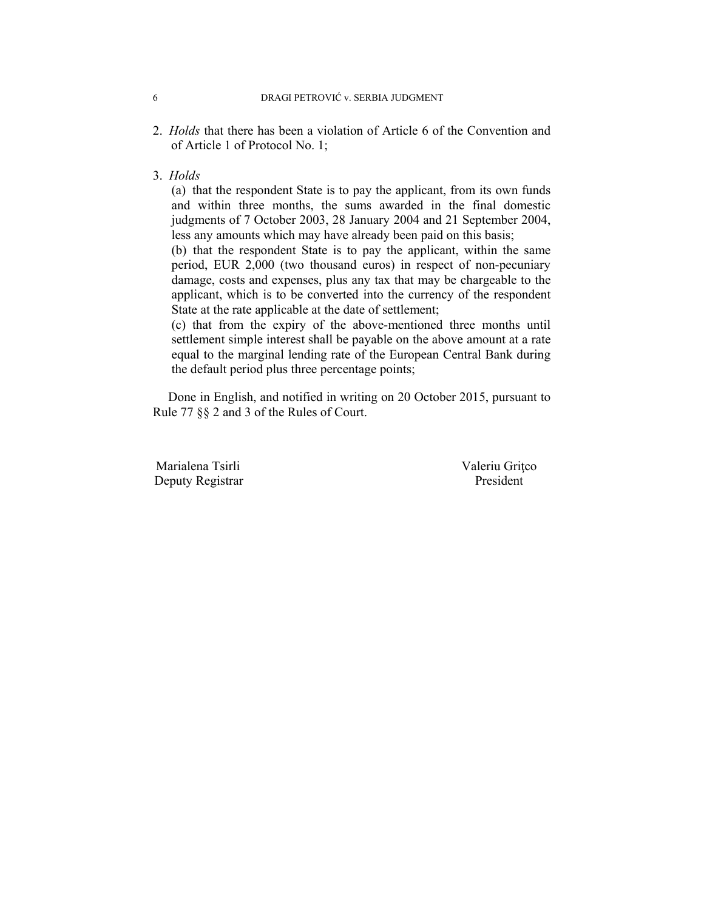2. *Holds* that there has been a violation of Article 6 of the Convention and of Article 1 of Protocol No. 1;

3. *Holds*

   (a) that the respondent State is to pay the applicant, from its own funds and within three months, the sums awarded in the final domestic judgments of 7 October 2003, 28 January 2004 and 21 September 2004, less any amounts which may have already been paid on this basis;

   (b) that the respondent State is to pay the applicant, within the same period, EUR 2,000 (two thousand euros) in respect of non-pecuniary damage, costs and expenses, plus any tax that may be chargeable to the applicant, which is to be converted into the currency of the respondent State at the rate applicable at the date of settlement;

   (c) that from the expiry of the above-mentioned three months until settlement simple interest shall be payable on the above amount at a rate equal to the marginal lending rate of the European Central Bank during the default period plus three percentage points;

Done in English, and notified in writing on 20 October 2015, pursuant to Rule 77 §§ 2 and 3 of the Rules of Court.

| | |
|---|---|
| Marialena Tsirli | Valeriu Griţco |
| Deputy Registrar | President |